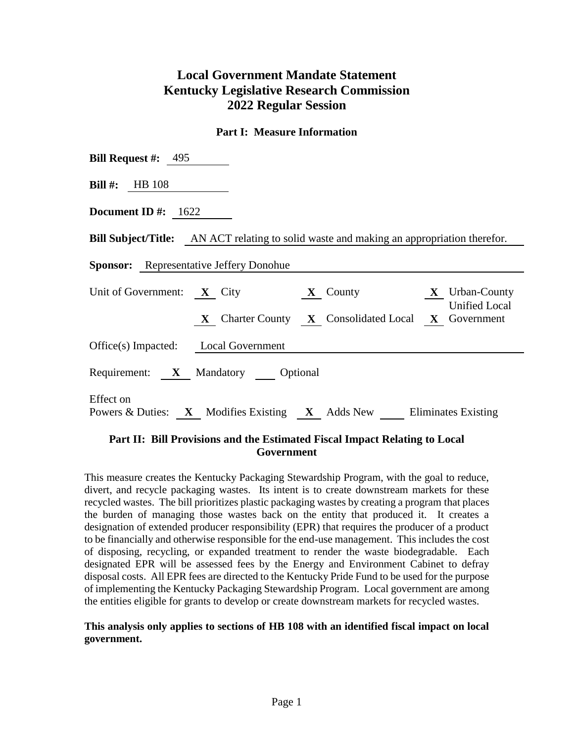# Local Government Mandate Statement
# Kentucky Legislative Research Commission
# 2022 Regular Session

## Part I: Measure Information

**Bill Request #:** 495

**Bill #:** HB 108

**Document ID #:** 1622

**Bill Subject/Title:** AN ACT relating to solid waste and making an appropriation therefor.

**Sponsor:** Representative Jeffery Donohue

Unit of Government: **X** City **X** County **X** Urban-County Unified Local Government **X** Charter County **X** Consolidated Local

Office(s) Impacted: Local Government

Requirement: **X** Mandatory ___ Optional

Effect on Powers & Duties: **X** Modifies Existing **X** Adds New ___ Eliminates Existing

## Part II: Bill Provisions and the Estimated Fiscal Impact Relating to Local Government

This measure creates the Kentucky Packaging Stewardship Program, with the goal to reduce, divert, and recycle packaging wastes. Its intent is to create downstream markets for these recycled wastes. The bill prioritizes plastic packaging wastes by creating a program that places the burden of managing those wastes back on the entity that produced it. It creates a designation of extended producer responsibility (EPR) that requires the producer of a product to be financially and otherwise responsible for the end-use management. This includes the cost of disposing, recycling, or expanded treatment to render the waste biodegradable. Each designated EPR will be assessed fees by the Energy and Environment Cabinet to defray disposal costs. All EPR fees are directed to the Kentucky Pride Fund to be used for the purpose of implementing the Kentucky Packaging Stewardship Program. Local government are among the entities eligible for grants to develop or create downstream markets for recycled wastes.

**This analysis only applies to sections of HB 108 with an identified fiscal impact on local government.**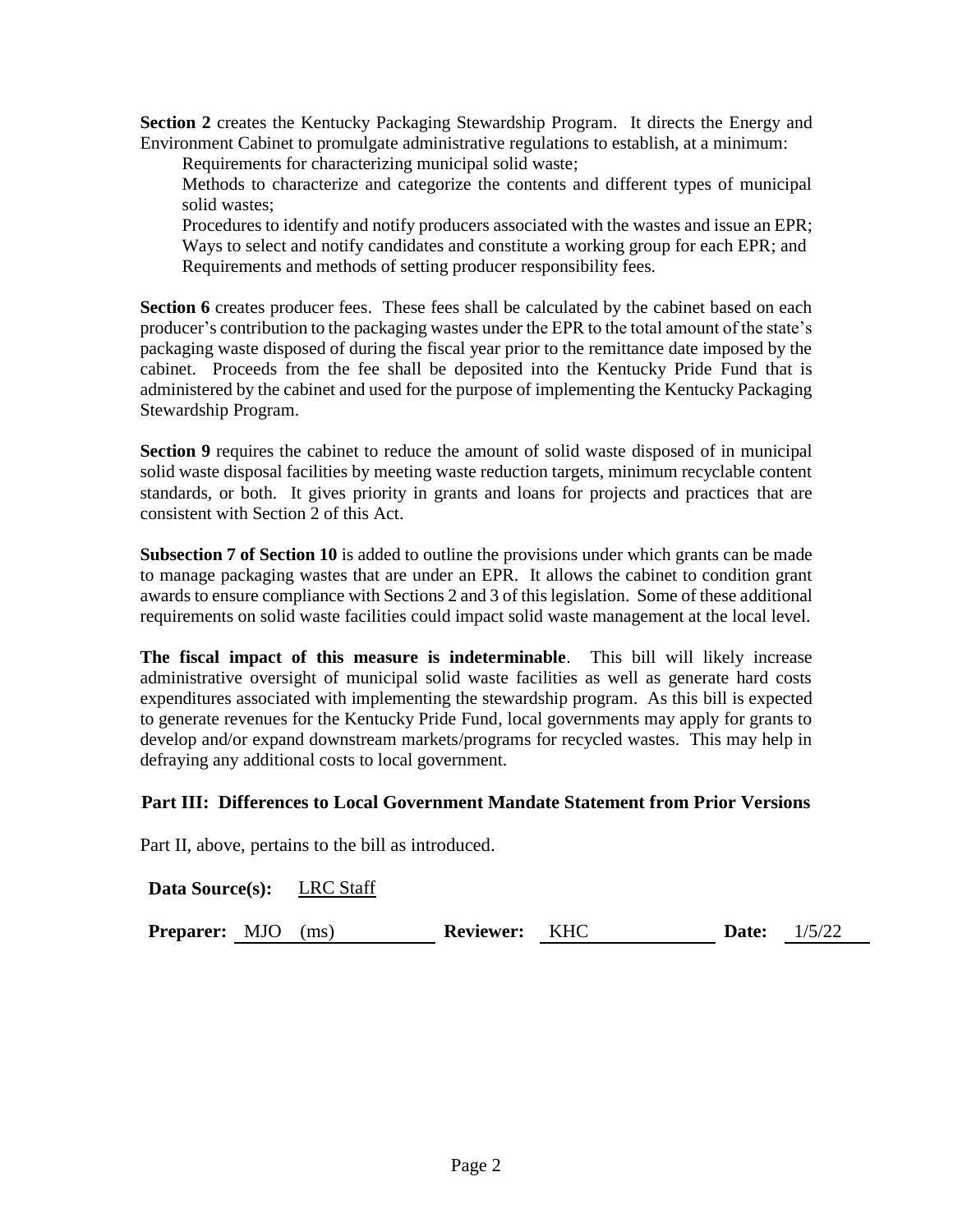**Section 2** creates the Kentucky Packaging Stewardship Program. It directs the Energy and Environment Cabinet to promulgate administrative regulations to establish, at a minimum:

- Requirements for characterizing municipal solid waste;
- Methods to characterize and categorize the contents and different types of municipal solid wastes;
- Procedures to identify and notify producers associated with the wastes and issue an EPR;
- Ways to select and notify candidates and constitute a working group for each EPR; and
- Requirements and methods of setting producer responsibility fees.

**Section 6** creates producer fees. These fees shall be calculated by the cabinet based on each producer's contribution to the packaging wastes under the EPR to the total amount of the state's packaging waste disposed of during the fiscal year prior to the remittance date imposed by the cabinet. Proceeds from the fee shall be deposited into the Kentucky Pride Fund that is administered by the cabinet and used for the purpose of implementing the Kentucky Packaging Stewardship Program.

**Section 9** requires the cabinet to reduce the amount of solid waste disposed of in municipal solid waste disposal facilities by meeting waste reduction targets, minimum recyclable content standards, or both. It gives priority in grants and loans for projects and practices that are consistent with Section 2 of this Act.

**Subsection 7 of Section 10** is added to outline the provisions under which grants can be made to manage packaging wastes that are under an EPR. It allows the cabinet to condition grant awards to ensure compliance with Sections 2 and 3 of this legislation. Some of these additional requirements on solid waste facilities could impact solid waste management at the local level.

**The fiscal impact of this measure is indeterminable**. This bill will likely increase administrative oversight of municipal solid waste facilities as well as generate hard costs expenditures associated with implementing the stewardship program. As this bill is expected to generate revenues for the Kentucky Pride Fund, local governments may apply for grants to develop and/or expand downstream markets/programs for recycled wastes. This may help in defraying any additional costs to local government.

## Part III: Differences to Local Government Mandate Statement from Prior Versions

Part II, above, pertains to the bill as introduced.

**Data Source(s):** LRC Staff

**Preparer:** MJO (ms) **Reviewer:** KHC **Date:** 1/5/22